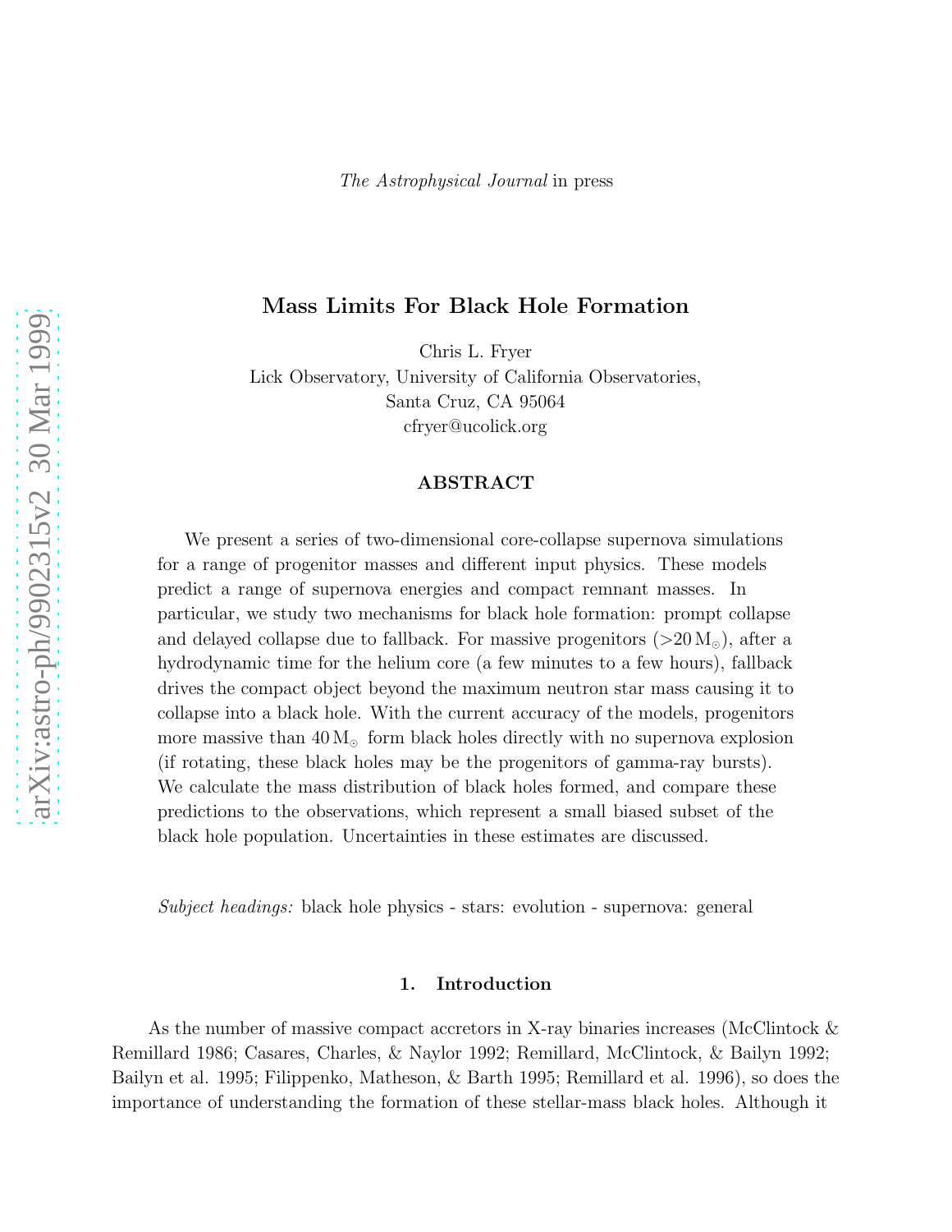*The Astrophysical Journal* in press

# Mass Limits For Black Hole Formation

Chris L. Fryer
Lick Observatory, University of California Observatories,
Santa Cruz, CA 95064
cfryer@ucolick.org

## ABSTRACT

We present a series of two-dimensional core-collapse supernova simulations for a range of progenitor masses and different input physics. These models predict a range of supernova energies and compact remnant masses. In particular, we study two mechanisms for black hole formation: prompt collapse and delayed collapse due to fallback. For massive progenitors ($>20\,M_\odot$), after a hydrodynamic time for the helium core (a few minutes to a few hours), fallback drives the compact object beyond the maximum neutron star mass causing it to collapse into a black hole. With the current accuracy of the models, progenitors more massive than $40\,M_\odot$ form black holes directly with no supernova explosion (if rotating, these black holes may be the progenitors of gamma-ray bursts). We calculate the mass distribution of black holes formed, and compare these predictions to the observations, which represent a small biased subset of the black hole population. Uncertainties in these estimates are discussed.

*Subject headings:* black hole physics - stars: evolution - supernova: general

## 1. Introduction

As the number of massive compact accretors in X-ray binaries increases (McClintock & Remillard 1986; Casares, Charles, & Naylor 1992; Remillard, McClintock, & Bailyn 1992; Bailyn et al. 1995; Filippenko, Matheson, & Barth 1995; Remillard et al. 1996), so does the importance of understanding the formation of these stellar-mass black holes. Although it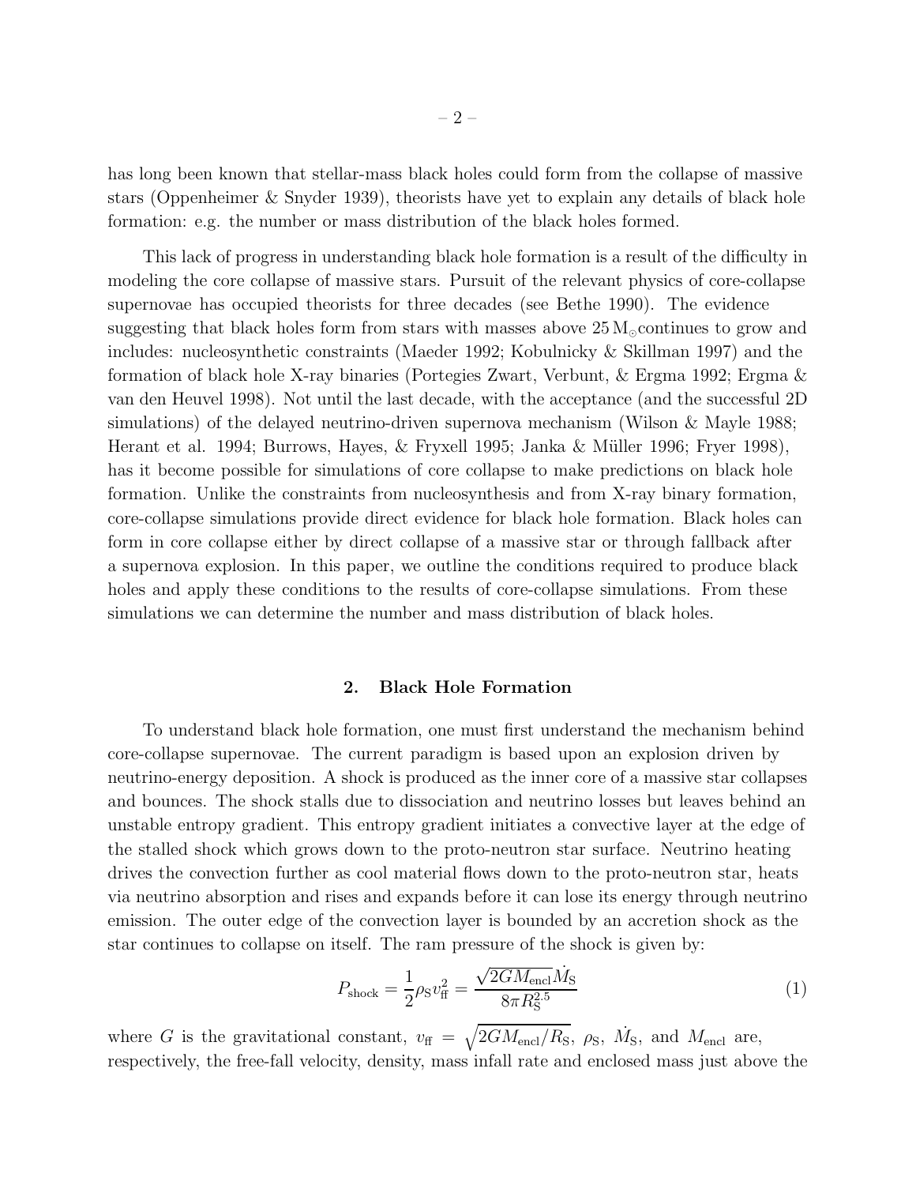has long been known that stellar-mass black holes could form from the collapse of massive stars (Oppenheimer & Snyder 1939), theorists have yet to explain any details of black hole formation: e.g. the number or mass distribution of the black holes formed.

This lack of progress in understanding black hole formation is a result of the difficulty in modeling the core collapse of massive stars. Pursuit of the relevant physics of core-collapse supernovae has occupied theorists for three decades (see Bethe 1990). The evidence suggesting that black holes form from stars with masses above $25\,M_{\odot}$continues to grow and includes: nucleosynthetic constraints (Maeder 1992; Kobulnicky & Skillman 1997) and the formation of black hole X-ray binaries (Portegies Zwart, Verbunt, & Ergma 1992; Ergma & van den Heuvel 1998). Not until the last decade, with the acceptance (and the successful 2D simulations) of the delayed neutrino-driven supernova mechanism (Wilson & Mayle 1988; Herant et al. 1994; Burrows, Hayes, & Fryxell 1995; Janka & Müller 1996; Fryer 1998), has it become possible for simulations of core collapse to make predictions on black hole formation. Unlike the constraints from nucleosynthesis and from X-ray binary formation, core-collapse simulations provide direct evidence for black hole formation. Black holes can form in core collapse either by direct collapse of a massive star or through fallback after a supernova explosion. In this paper, we outline the conditions required to produce black holes and apply these conditions to the results of core-collapse simulations. From these simulations we can determine the number and mass distribution of black holes.

## 2. Black Hole Formation

To understand black hole formation, one must first understand the mechanism behind core-collapse supernovae. The current paradigm is based upon an explosion driven by neutrino-energy deposition. A shock is produced as the inner core of a massive star collapses and bounces. The shock stalls due to dissociation and neutrino losses but leaves behind an unstable entropy gradient. This entropy gradient initiates a convective layer at the edge of the stalled shock which grows down to the proto-neutron star surface. Neutrino heating drives the convection further as cool material flows down to the proto-neutron star, heats via neutrino absorption and rises and expands before it can lose its energy through neutrino emission. The outer edge of the convection layer is bounded by an accretion shock as the star continues to collapse on itself. The ram pressure of the shock is given by:

$$P_{\rm shock} = \frac{1}{2}\rho_{\rm S} v_{\rm ff}^2 = \frac{\sqrt{2GM_{\rm encl}}\dot{M}_{\rm S}}{8\pi R_{\rm S}^{2.5}} \tag{1}$$

where $G$ is the gravitational constant, $v_{\rm ff} = \sqrt{2GM_{\rm encl}/R_{\rm S}}$, $\rho_{\rm S}$, $\dot{M}_{\rm S}$, and $M_{\rm encl}$ are, respectively, the free-fall velocity, density, mass infall rate and enclosed mass just above the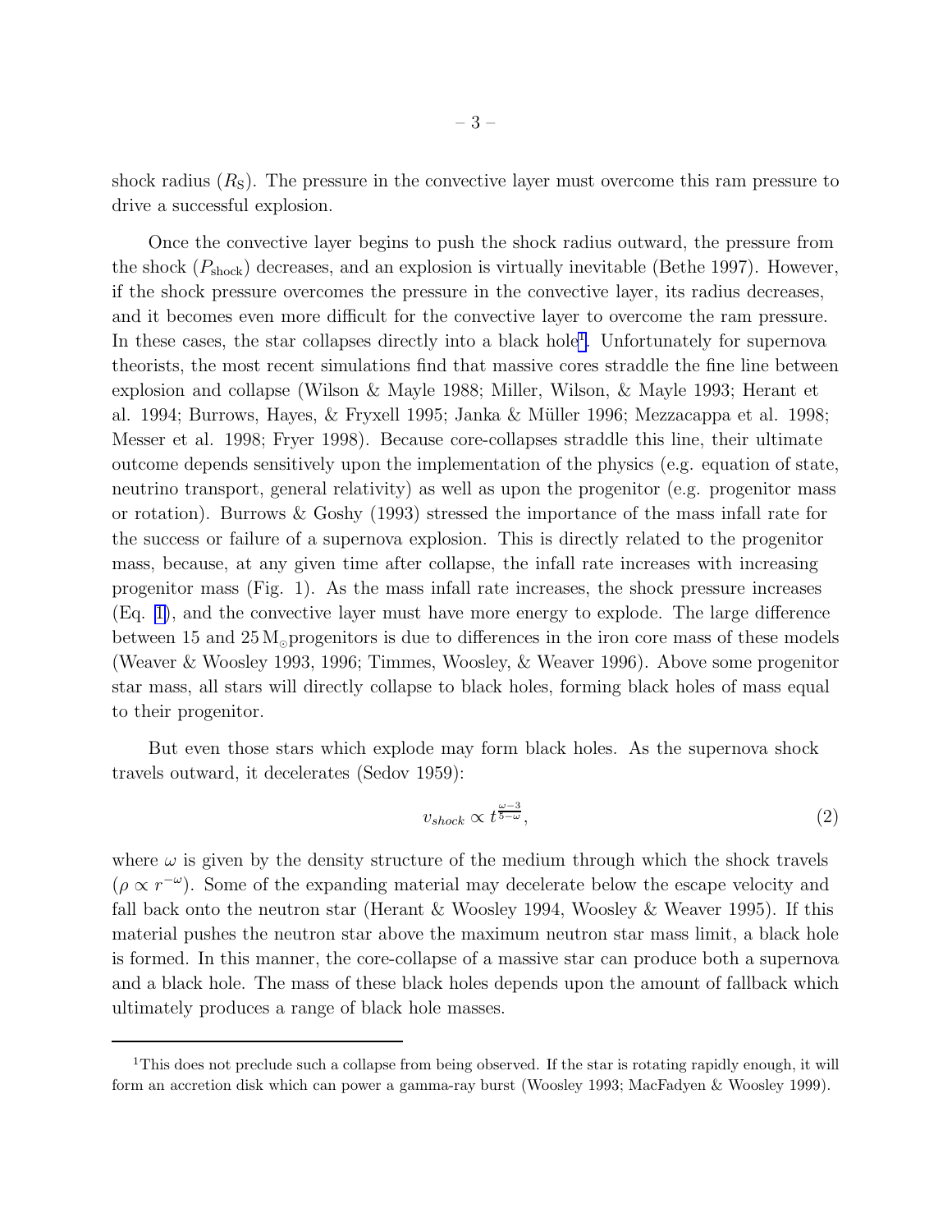shock radius ($R_S$). The pressure in the convective layer must overcome this ram pressure to drive a successful explosion.

Once the convective layer begins to push the shock radius outward, the pressure from the shock ($P_{\rm shock}$) decreases, and an explosion is virtually inevitable (Bethe 1997). However, if the shock pressure overcomes the pressure in the convective layer, its radius decreases, and it becomes even more difficult for the convective layer to overcome the ram pressure. In these cases, the star collapses directly into a black hole[1]. Unfortunately for supernova theorists, the most recent simulations find that massive cores straddle the fine line between explosion and collapse (Wilson & Mayle 1988; Miller, Wilson, & Mayle 1993; Herant et al. 1994; Burrows, Hayes, & Fryxell 1995; Janka & Müller 1996; Mezzacappa et al. 1998; Messer et al. 1998; Fryer 1998). Because core-collapses straddle this line, their ultimate outcome depends sensitively upon the implementation of the physics (e.g. equation of state, neutrino transport, general relativity) as well as upon the progenitor (e.g. progenitor mass or rotation). Burrows & Goshy (1993) stressed the importance of the mass infall rate for the success or failure of a supernova explosion. This is directly related to the progenitor mass, because, at any given time after collapse, the infall rate increases with increasing progenitor mass (Fig. 1). As the mass infall rate increases, the shock pressure increases (Eq. 1), and the convective layer must have more energy to explode. The large difference between 15 and 25 $M_\odot$ progenitors is due to differences in the iron core mass of these models (Weaver & Woosley 1993, 1996; Timmes, Woosley, & Weaver 1996). Above some progenitor star mass, all stars will directly collapse to black holes, forming black holes of mass equal to their progenitor.

But even those stars which explode may form black holes. As the supernova shock travels outward, it decelerates (Sedov 1959):

$$v_{shock} \propto t^{\frac{\omega-3}{5-\omega}}, \tag{2}$$

where $\omega$ is given by the density structure of the medium through which the shock travels ($\rho \propto r^{-\omega}$). Some of the expanding material may decelerate below the escape velocity and fall back onto the neutron star (Herant & Woosley 1994, Woosley & Weaver 1995). If this material pushes the neutron star above the maximum neutron star mass limit, a black hole is formed. In this manner, the core-collapse of a massive star can produce both a supernova and a black hole. The mass of these black holes depends upon the amount of fallback which ultimately produces a range of black hole masses.

[1] This does not preclude such a collapse from being observed. If the star is rotating rapidly enough, it will form an accretion disk which can power a gamma-ray burst (Woosley 1993; MacFadyen & Woosley 1999).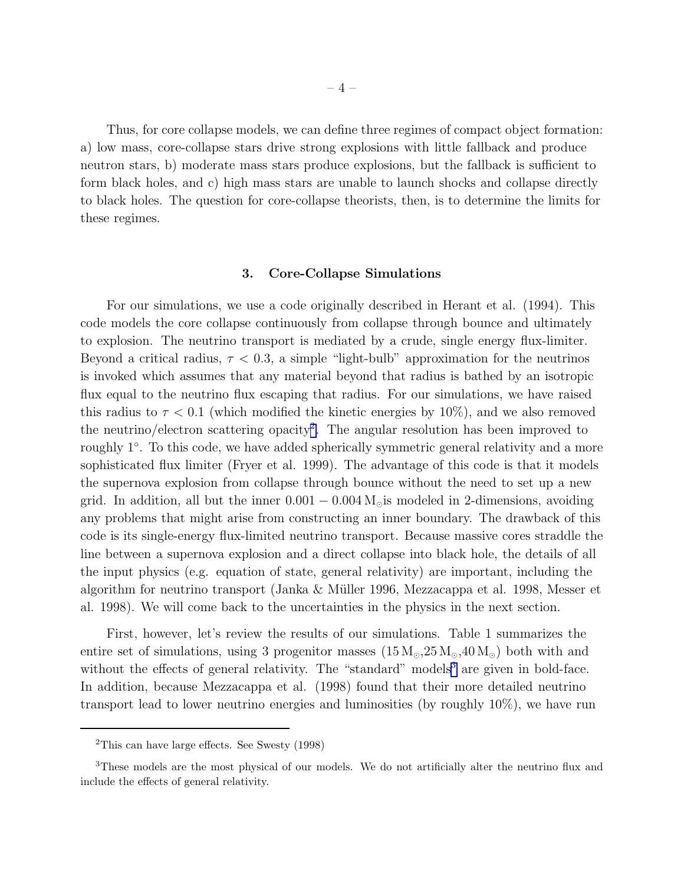Thus, for core collapse models, we can define three regimes of compact object formation: a) low mass, core-collapse stars drive strong explosions with little fallback and produce neutron stars, b) moderate mass stars produce explosions, but the fallback is sufficient to form black holes, and c) high mass stars are unable to launch shocks and collapse directly to black holes. The question for core-collapse theorists, then, is to determine the limits for these regimes.

## 3. Core-Collapse Simulations

For our simulations, we use a code originally described in Herant et al. (1994). This code models the core collapse continuously from collapse through bounce and ultimately to explosion. The neutrino transport is mediated by a crude, single energy flux-limiter. Beyond a critical radius, $\tau < 0.3$, a simple "light-bulb" approximation for the neutrinos is invoked which assumes that any material beyond that radius is bathed by an isotropic flux equal to the neutrino flux escaping that radius. For our simulations, we have raised this radius to $\tau < 0.1$ (which modified the kinetic energies by 10%), and we also removed the neutrino/electron scattering opacity[2]. The angular resolution has been improved to roughly 1°. To this code, we have added spherically symmetric general relativity and a more sophisticated flux limiter (Fryer et al. 1999). The advantage of this code is that it models the supernova explosion from collapse through bounce without the need to set up a new grid. In addition, all but the inner $0.001 - 0.004\,M_\odot$is modeled in 2-dimensions, avoiding any problems that might arise from constructing an inner boundary. The drawback of this code is its single-energy flux-limited neutrino transport. Because massive cores straddle the line between a supernova explosion and a direct collapse into black hole, the details of all the input physics (e.g. equation of state, general relativity) are important, including the algorithm for neutrino transport (Janka & Müller 1996, Mezzacappa et al. 1998, Messer et al. 1998). We will come back to the uncertainties in the physics in the next section.

First, however, let's review the results of our simulations. Table 1 summarizes the entire set of simulations, using 3 progenitor masses ($15\,M_\odot$,$25\,M_\odot$,$40\,M_\odot$) both with and without the effects of general relativity. The "standard" models[3] are given in bold-face. In addition, because Mezzacappa et al. (1998) found that their more detailed neutrino transport lead to lower neutrino energies and luminosities (by roughly 10%), we have run

[2]This can have large effects. See Swesty (1998)

[3]These models are the most physical of our models. We do not artificially alter the neutrino flux and include the effects of general relativity.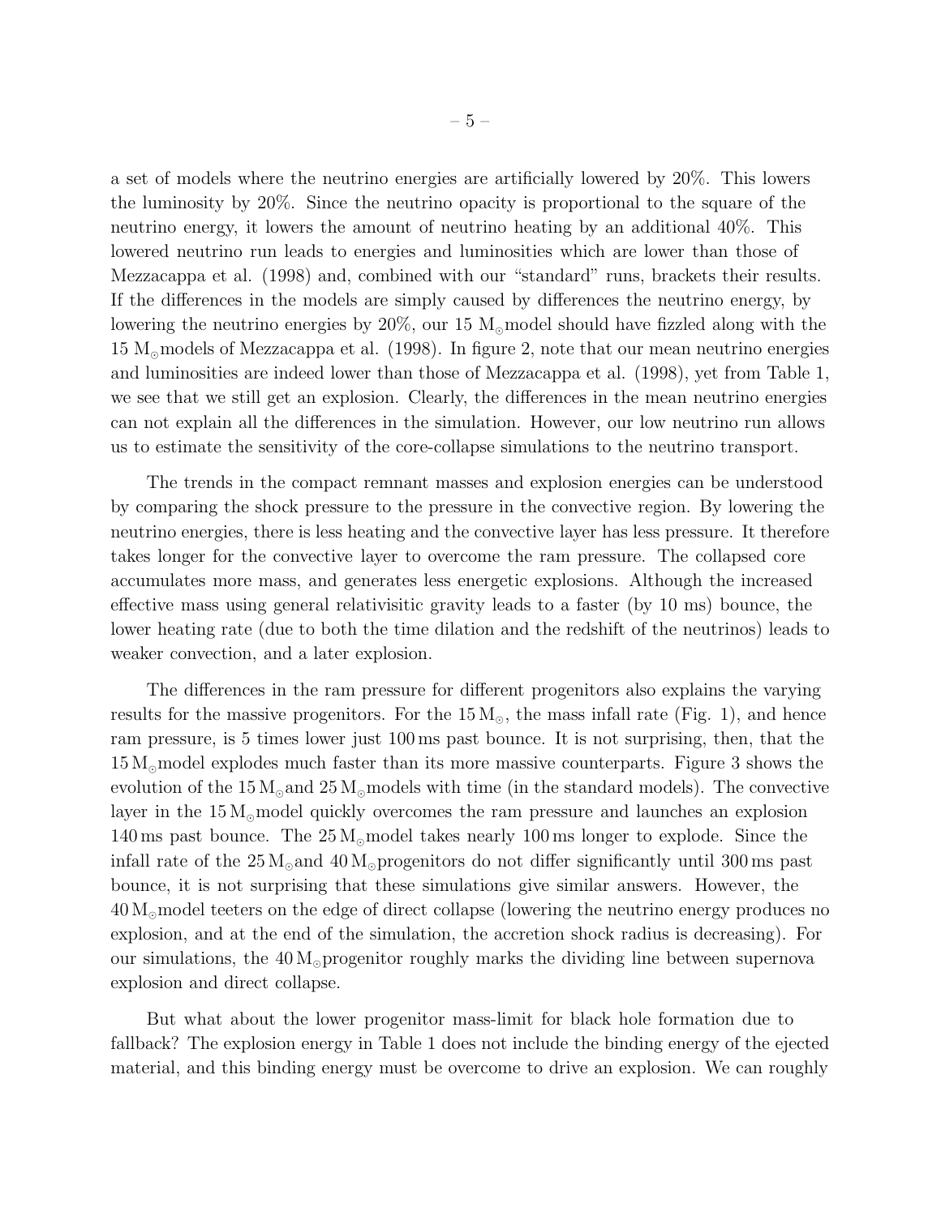a set of models where the neutrino energies are artificially lowered by 20%. This lowers the luminosity by 20%. Since the neutrino opacity is proportional to the square of the neutrino energy, it lowers the amount of neutrino heating by an additional 40%. This lowered neutrino run leads to energies and luminosities which are lower than those of Mezzacappa et al. (1998) and, combined with our "standard" runs, brackets their results. If the differences in the models are simply caused by differences the neutrino energy, by lowering the neutrino energies by 20%, our 15 $M_{\odot}$ model should have fizzled along with the 15 $M_{\odot}$ models of Mezzacappa et al. (1998). In figure 2, note that our mean neutrino energies and luminosities are indeed lower than those of Mezzacappa et al. (1998), yet from Table 1, we see that we still get an explosion. Clearly, the differences in the mean neutrino energies can not explain all the differences in the simulation. However, our low neutrino run allows us to estimate the sensitivity of the core-collapse simulations to the neutrino transport.

The trends in the compact remnant masses and explosion energies can be understood by comparing the shock pressure to the pressure in the convective region. By lowering the neutrino energies, there is less heating and the convective layer has less pressure. It therefore takes longer for the convective layer to overcome the ram pressure. The collapsed core accumulates more mass, and generates less energetic explosions. Although the increased effective mass using general relativisitic gravity leads to a faster (by 10 ms) bounce, the lower heating rate (due to both the time dilation and the redshift of the neutrinos) leads to weaker convection, and a later explosion.

The differences in the ram pressure for different progenitors also explains the varying results for the massive progenitors. For the $15\,M_{\odot}$, the mass infall rate (Fig. 1), and hence ram pressure, is 5 times lower just 100 ms past bounce. It is not surprising, then, that the $15\,M_{\odot}$ model explodes much faster than its more massive counterparts. Figure 3 shows the evolution of the $15\,M_{\odot}$ and $25\,M_{\odot}$ models with time (in the standard models). The convective layer in the $15\,M_{\odot}$ model quickly overcomes the ram pressure and launches an explosion 140 ms past bounce. The $25\,M_{\odot}$ model takes nearly 100 ms longer to explode. Since the infall rate of the $25\,M_{\odot}$ and $40\,M_{\odot}$ progenitors do not differ significantly until 300 ms past bounce, it is not surprising that these simulations give similar answers. However, the $40\,M_{\odot}$ model teeters on the edge of direct collapse (lowering the neutrino energy produces no explosion, and at the end of the simulation, the accretion shock radius is decreasing). For our simulations, the $40\,M_{\odot}$ progenitor roughly marks the dividing line between supernova explosion and direct collapse.

But what about the lower progenitor mass-limit for black hole formation due to fallback? The explosion energy in Table 1 does not include the binding energy of the ejected material, and this binding energy must be overcome to drive an explosion. We can roughly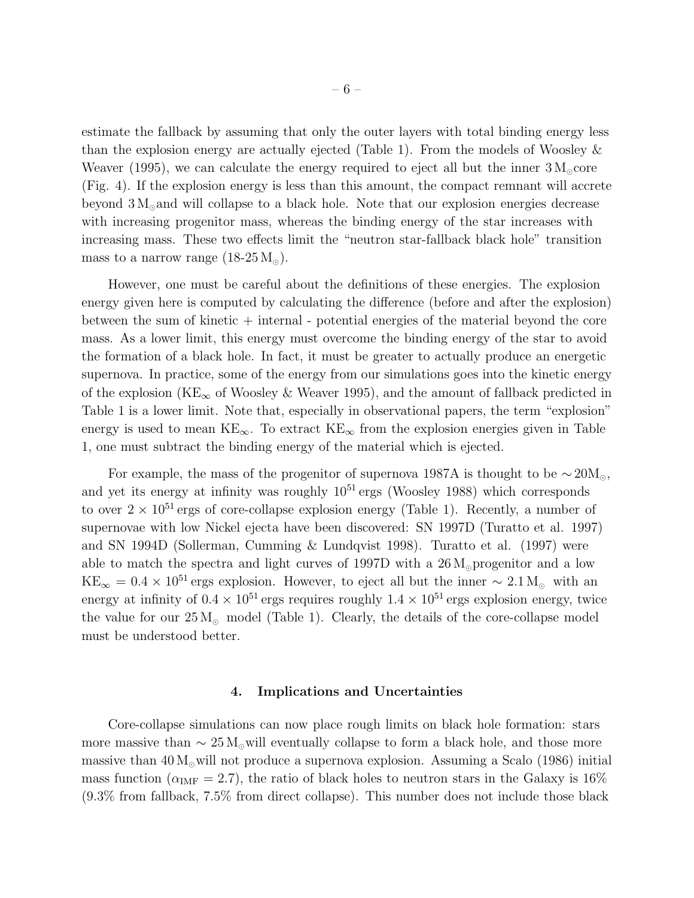estimate the fallback by assuming that only the outer layers with total binding energy less than the explosion energy are actually ejected (Table 1). From the models of Woosley & Weaver (1995), we can calculate the energy required to eject all but the inner $3\,M_\odot$ core (Fig. 4). If the explosion energy is less than this amount, the compact remnant will accrete beyond $3\,M_\odot$ and will collapse to a black hole. Note that our explosion energies decrease with increasing progenitor mass, whereas the binding energy of the star increases with increasing mass. These two effects limit the "neutron star-fallback black hole" transition mass to a narrow range (18-25 $M_\odot$).

However, one must be careful about the definitions of these energies. The explosion energy given here is computed by calculating the difference (before and after the explosion) between the sum of kinetic + internal - potential energies of the material beyond the core mass. As a lower limit, this energy must overcome the binding energy of the star to avoid the formation of a black hole. In fact, it must be greater to actually produce an energetic supernova. In practice, some of the energy from our simulations goes into the kinetic energy of the explosion ($KE_\infty$ of Woosley & Weaver 1995), and the amount of fallback predicted in Table 1 is a lower limit. Note that, especially in observational papers, the term "explosion" energy is used to mean $KE_\infty$. To extract $KE_\infty$ from the explosion energies given in Table 1, one must subtract the binding energy of the material which is ejected.

For example, the mass of the progenitor of supernova 1987A is thought to be $\sim 20 M_\odot$, and yet its energy at infinity was roughly $10^{51}$ ergs (Woosley 1988) which corresponds to over $2 \times 10^{51}$ ergs of core-collapse explosion energy (Table 1). Recently, a number of supernovae with low Nickel ejecta have been discovered: SN 1997D (Turatto et al. 1997) and SN 1994D (Sollerman, Cumming & Lundqvist 1998). Turatto et al. (1997) were able to match the spectra and light curves of 1997D with a $26\,M_\odot$ progenitor and a low $KE_\infty = 0.4 \times 10^{51}$ ergs explosion. However, to eject all but the inner $\sim 2.1\,M_\odot$ with an energy at infinity of $0.4 \times 10^{51}$ ergs requires roughly $1.4 \times 10^{51}$ ergs explosion energy, twice the value for our $25\,M_\odot$ model (Table 1). Clearly, the details of the core-collapse model must be understood better.

## 4. Implications and Uncertainties

Core-collapse simulations can now place rough limits on black hole formation: stars more massive than $\sim 25\,M_\odot$ will eventually collapse to form a black hole, and those more massive than $40\,M_\odot$ will not produce a supernova explosion. Assuming a Scalo (1986) initial mass function ($\alpha_{\rm IMF} = 2.7$), the ratio of black holes to neutron stars in the Galaxy is 16% (9.3% from fallback, 7.5% from direct collapse). This number does not include those black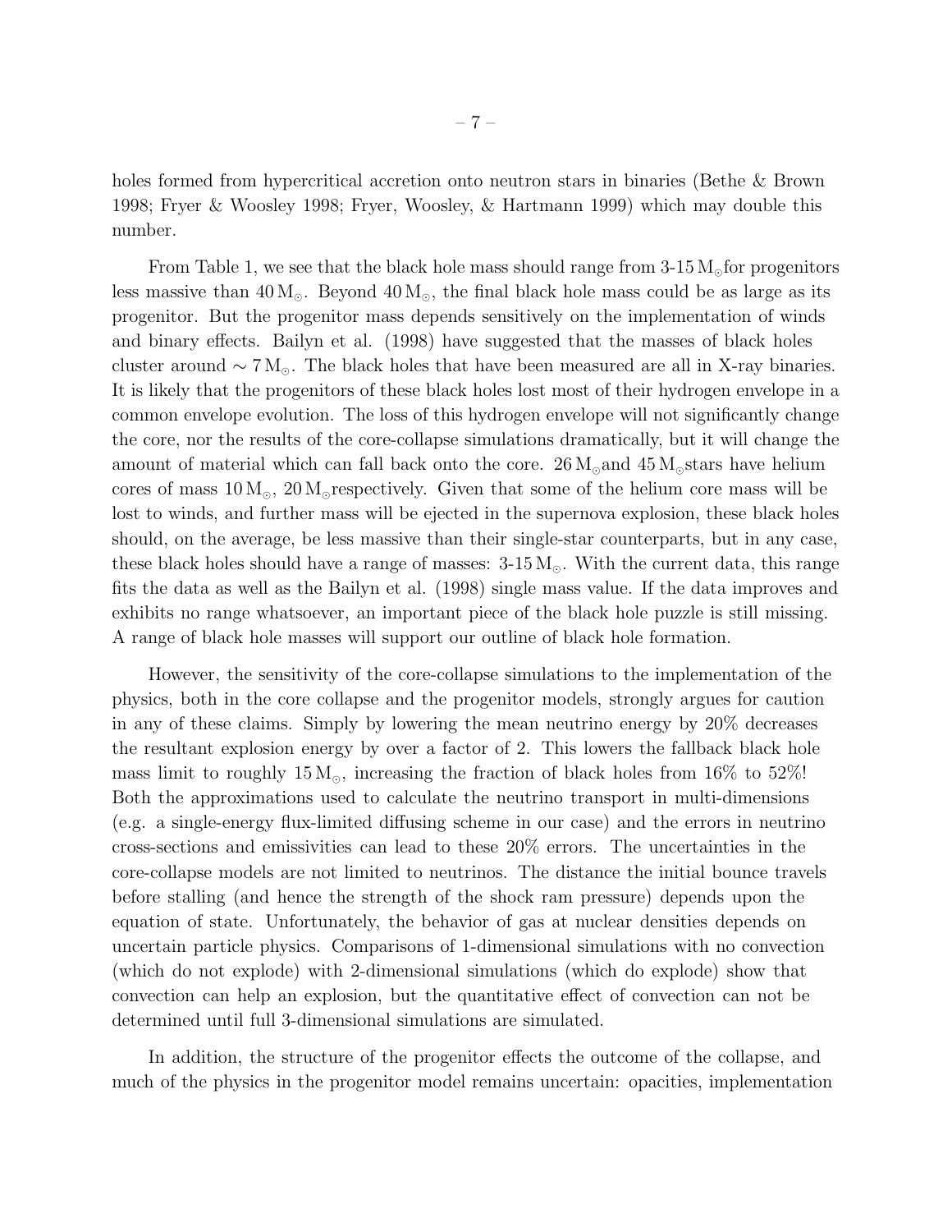holes formed from hypercritical accretion onto neutron stars in binaries (Bethe & Brown 1998; Fryer & Woosley 1998; Fryer, Woosley, & Hartmann 1999) which may double this number.

From Table 1, we see that the black hole mass should range from 3-15 $M_\odot$ for progenitors less massive than 40 $M_\odot$. Beyond 40 $M_\odot$, the final black hole mass could be as large as its progenitor. But the progenitor mass depends sensitively on the implementation of winds and binary effects. Bailyn et al. (1998) have suggested that the masses of black holes cluster around $\sim 7\,M_\odot$. The black holes that have been measured are all in X-ray binaries. It is likely that the progenitors of these black holes lost most of their hydrogen envelope in a common envelope evolution. The loss of this hydrogen envelope will not significantly change the core, nor the results of the core-collapse simulations dramatically, but it will change the amount of material which can fall back onto the core. 26 $M_\odot$ and 45 $M_\odot$ stars have helium cores of mass 10 $M_\odot$, 20 $M_\odot$ respectively. Given that some of the helium core mass will be lost to winds, and further mass will be ejected in the supernova explosion, these black holes should, on the average, be less massive than their single-star counterparts, but in any case, these black holes should have a range of masses: 3-15 $M_\odot$. With the current data, this range fits the data as well as the Bailyn et al. (1998) single mass value. If the data improves and exhibits no range whatsoever, an important piece of the black hole puzzle is still missing. A range of black hole masses will support our outline of black hole formation.

However, the sensitivity of the core-collapse simulations to the implementation of the physics, both in the core collapse and the progenitor models, strongly argues for caution in any of these claims. Simply by lowering the mean neutrino energy by 20% decreases the resultant explosion energy by over a factor of 2. This lowers the fallback black hole mass limit to roughly 15 $M_\odot$, increasing the fraction of black holes from 16% to 52%! Both the approximations used to calculate the neutrino transport in multi-dimensions (e.g. a single-energy flux-limited diffusing scheme in our case) and the errors in neutrino cross-sections and emissivities can lead to these 20% errors. The uncertainties in the core-collapse models are not limited to neutrinos. The distance the initial bounce travels before stalling (and hence the strength of the shock ram pressure) depends upon the equation of state. Unfortunately, the behavior of gas at nuclear densities depends on uncertain particle physics. Comparisons of 1-dimensional simulations with no convection (which do not explode) with 2-dimensional simulations (which do explode) show that convection can help an explosion, but the quantitative effect of convection can not be determined until full 3-dimensional simulations are simulated.

In addition, the structure of the progenitor effects the outcome of the collapse, and much of the physics in the progenitor model remains uncertain: opacities, implementation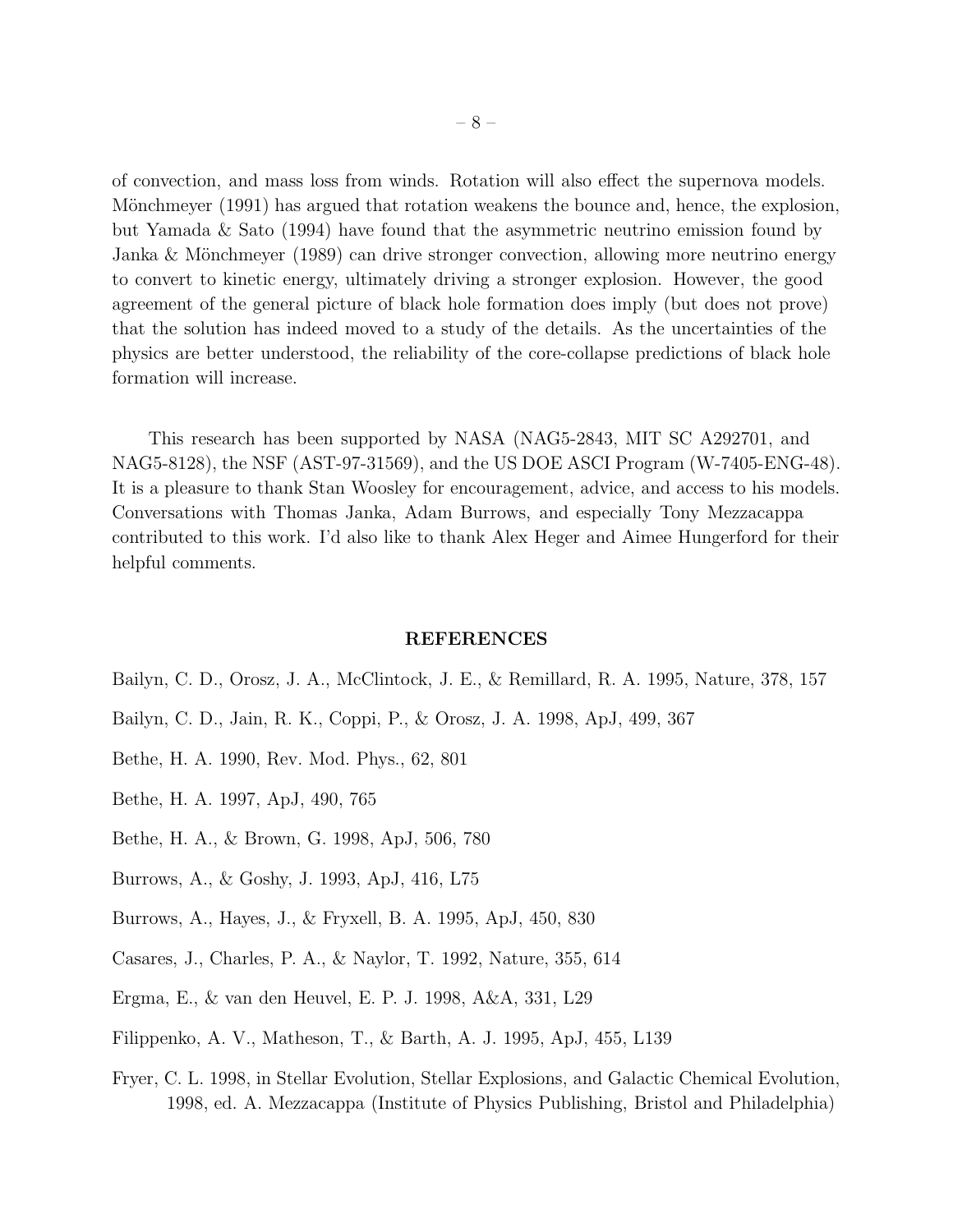of convection, and mass loss from winds. Rotation will also effect the supernova models. Mönchmeyer (1991) has argued that rotation weakens the bounce and, hence, the explosion, but Yamada & Sato (1994) have found that the asymmetric neutrino emission found by Janka & Mönchmeyer (1989) can drive stronger convection, allowing more neutrino energy to convert to kinetic energy, ultimately driving a stronger explosion. However, the good agreement of the general picture of black hole formation does imply (but does not prove) that the solution has indeed moved to a study of the details. As the uncertainties of the physics are better understood, the reliability of the core-collapse predictions of black hole formation will increase.

This research has been supported by NASA (NAG5-2843, MIT SC A292701, and NAG5-8128), the NSF (AST-97-31569), and the US DOE ASCI Program (W-7405-ENG-48). It is a pleasure to thank Stan Woosley for encouragement, advice, and access to his models. Conversations with Thomas Janka, Adam Burrows, and especially Tony Mezzacappa contributed to this work. I'd also like to thank Alex Heger and Aimee Hungerford for their helpful comments.

## REFERENCES

Bailyn, C. D., Orosz, J. A., McClintock, J. E., & Remillard, R. A. 1995, Nature, 378, 157

Bailyn, C. D., Jain, R. K., Coppi, P., & Orosz, J. A. 1998, ApJ, 499, 367

Bethe, H. A. 1990, Rev. Mod. Phys., 62, 801

Bethe, H. A. 1997, ApJ, 490, 765

Bethe, H. A., & Brown, G. 1998, ApJ, 506, 780

Burrows, A., & Goshy, J. 1993, ApJ, 416, L75

Burrows, A., Hayes, J., & Fryxell, B. A. 1995, ApJ, 450, 830

Casares, J., Charles, P. A., & Naylor, T. 1992, Nature, 355, 614

Ergma, E., & van den Heuvel, E. P. J. 1998, A&A, 331, L29

Filippenko, A. V., Matheson, T., & Barth, A. J. 1995, ApJ, 455, L139

Fryer, C. L. 1998, in Stellar Evolution, Stellar Explosions, and Galactic Chemical Evolution, 1998, ed. A. Mezzacappa (Institute of Physics Publishing, Bristol and Philadelphia)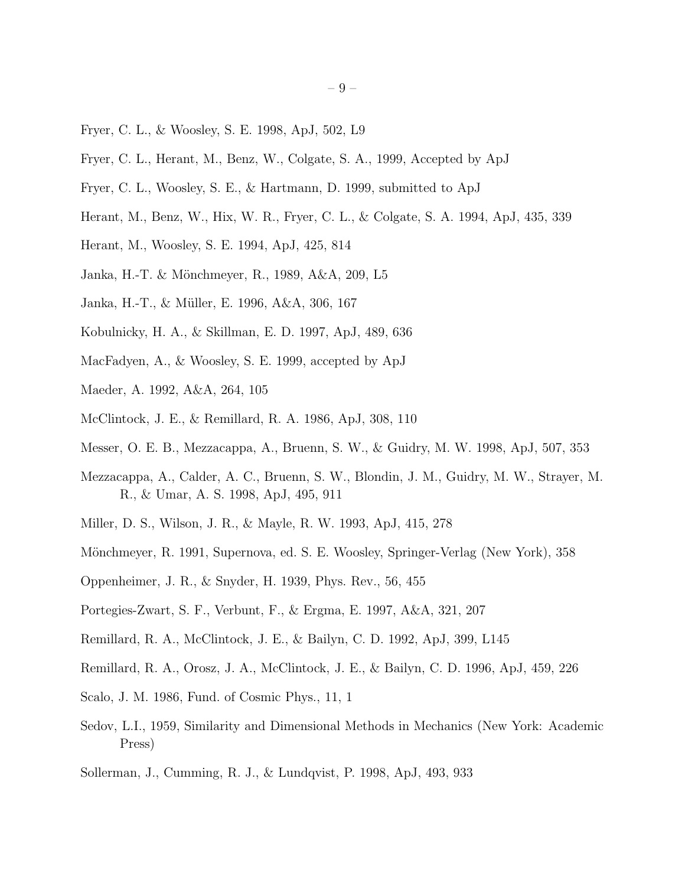Fryer, C. L., & Woosley, S. E. 1998, ApJ, 502, L9

Fryer, C. L., Herant, M., Benz, W., Colgate, S. A., 1999, Accepted by ApJ

Fryer, C. L., Woosley, S. E., & Hartmann, D. 1999, submitted to ApJ

Herant, M., Benz, W., Hix, W. R., Fryer, C. L., & Colgate, S. A. 1994, ApJ, 435, 339

Herant, M., Woosley, S. E. 1994, ApJ, 425, 814

Janka, H.-T. & Mönchmeyer, R., 1989, A&A, 209, L5

Janka, H.-T., & Müller, E. 1996, A&A, 306, 167

Kobulnicky, H. A., & Skillman, E. D. 1997, ApJ, 489, 636

MacFadyen, A., & Woosley, S. E. 1999, accepted by ApJ

Maeder, A. 1992, A&A, 264, 105

McClintock, J. E., & Remillard, R. A. 1986, ApJ, 308, 110

Messer, O. E. B., Mezzacappa, A., Bruenn, S. W., & Guidry, M. W. 1998, ApJ, 507, 353

Mezzacappa, A., Calder, A. C., Bruenn, S. W., Blondin, J. M., Guidry, M. W., Strayer, M. R., & Umar, A. S. 1998, ApJ, 495, 911

Miller, D. S., Wilson, J. R., & Mayle, R. W. 1993, ApJ, 415, 278

Mönchmeyer, R. 1991, Supernova, ed. S. E. Woosley, Springer-Verlag (New York), 358

Oppenheimer, J. R., & Snyder, H. 1939, Phys. Rev., 56, 455

Portegies-Zwart, S. F., Verbunt, F., & Ergma, E. 1997, A&A, 321, 207

Remillard, R. A., McClintock, J. E., & Bailyn, C. D. 1992, ApJ, 399, L145

Remillard, R. A., Orosz, J. A., McClintock, J. E., & Bailyn, C. D. 1996, ApJ, 459, 226

Scalo, J. M. 1986, Fund. of Cosmic Phys., 11, 1

Sedov, L.I., 1959, Similarity and Dimensional Methods in Mechanics (New York: Academic Press)

Sollerman, J., Cumming, R. J., & Lundqvist, P. 1998, ApJ, 493, 933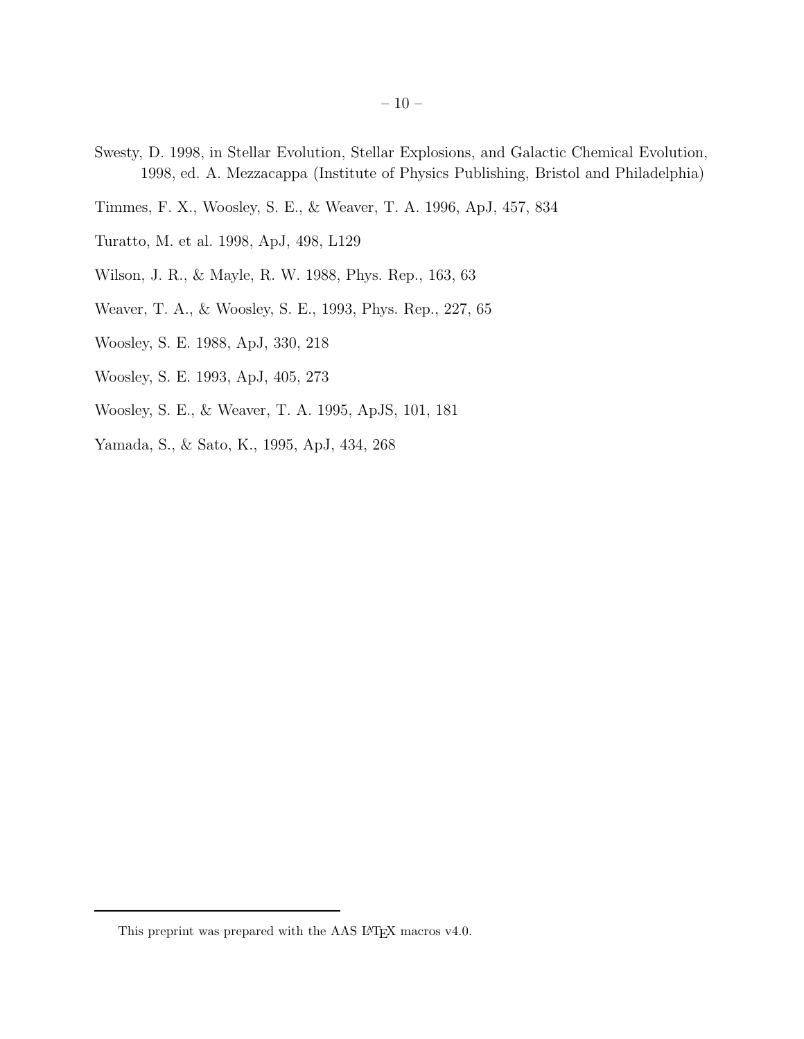Swesty, D. 1998, in Stellar Evolution, Stellar Explosions, and Galactic Chemical Evolution, 1998, ed. A. Mezzacappa (Institute of Physics Publishing, Bristol and Philadelphia)

Timmes, F. X., Woosley, S. E., & Weaver, T. A. 1996, ApJ, 457, 834

Turatto, M. et al. 1998, ApJ, 498, L129

Wilson, J. R., & Mayle, R. W. 1988, Phys. Rep., 163, 63

Weaver, T. A., & Woosley, S. E., 1993, Phys. Rep., 227, 65

Woosley, S. E. 1988, ApJ, 330, 218

Woosley, S. E. 1993, ApJ, 405, 273

Woosley, S. E., & Weaver, T. A. 1995, ApJS, 101, 181

Yamada, S., & Sato, K., 1995, ApJ, 434, 268

This preprint was prepared with the AAS LaTeX macros v4.0.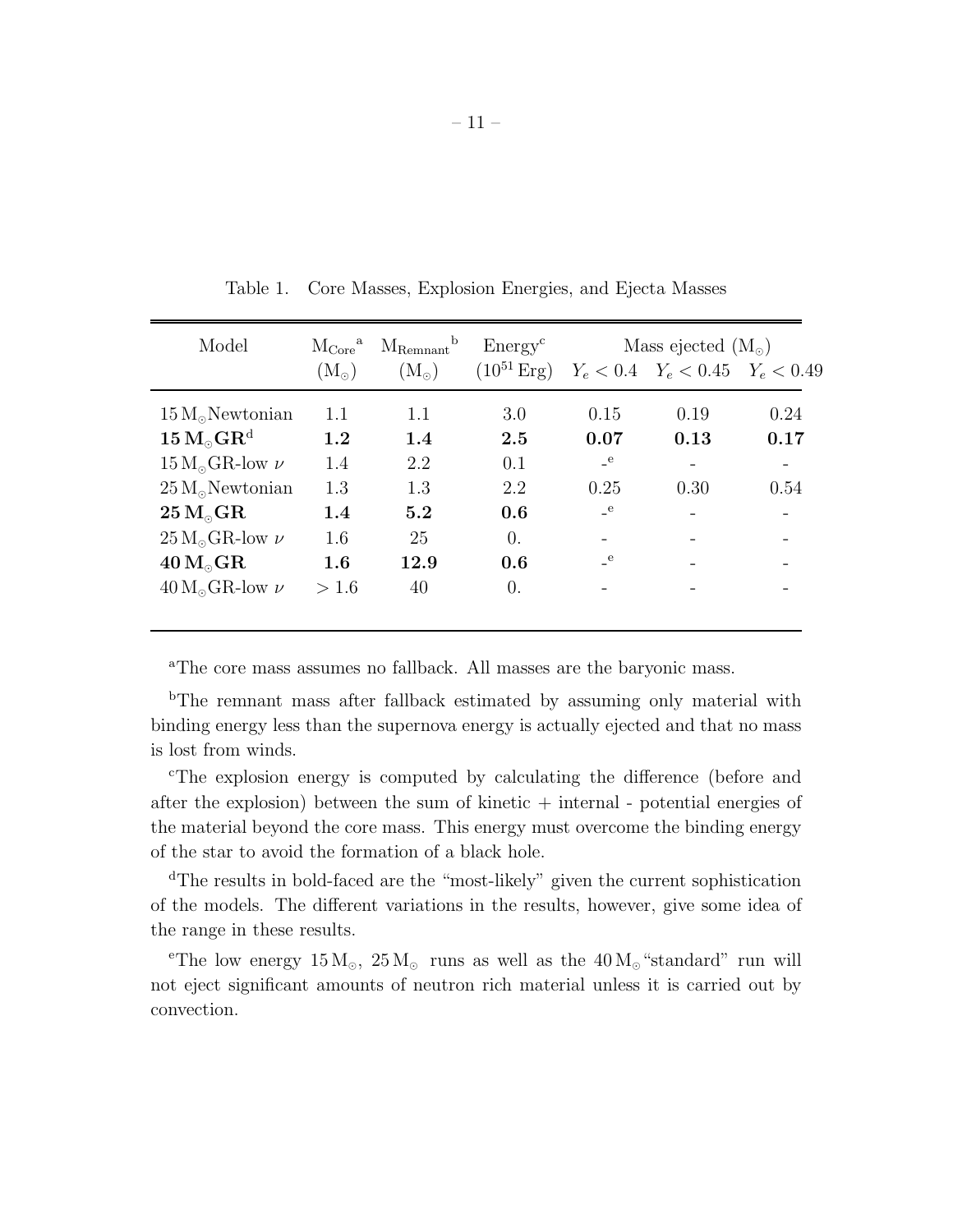Table 1. Core Masses, Explosion Energies, and Ejecta Masses

| Model | $M_{Core}$[a] ($M_\odot$) | $M_{Remnant}$[b] ($M_\odot$) | Energy[c] ($10^{51}$ Erg) | Mass ejected ($M_\odot$) $Y_e < 0.4$ | $Y_e < 0.45$ | $Y_e < 0.49$ |
|---|---|---|---|---|---|---|
| $15\,M_\odot$Newtonian | 1.1 | 1.1 | 3.0 | 0.15 | 0.19 | 0.24 |
| **$15\,M_\odot$GR**[d] | **1.2** | **1.4** | **2.5** | **0.07** | **0.13** | **0.17** |
| $15\,M_\odot$GR-low $\nu$ | 1.4 | 2.2 | 0.1 | -[e] | - | - |
| $25\,M_\odot$Newtonian | 1.3 | 1.3 | 2.2 | 0.25 | 0.30 | 0.54 |
| **$25\,M_\odot$GR** | **1.4** | **5.2** | **0.6** | -[e] | - | - |
| $25\,M_\odot$GR-low $\nu$ | 1.6 | 25 | 0. | - | - | - |
| **$40\,M_\odot$GR** | **1.6** | **12.9** | **0.6** | -[e] | - | - |
| $40\,M_\odot$GR-low $\nu$ | $> 1.6$ | 40 | 0. | - | - | - |

[a]The core mass assumes no fallback. All masses are the baryonic mass.

[b]The remnant mass after fallback estimated by assuming only material with binding energy less than the supernova energy is actually ejected and that no mass is lost from winds.

[c]The explosion energy is computed by calculating the difference (before and after the explosion) between the sum of kinetic + internal - potential energies of the material beyond the core mass. This energy must overcome the binding energy of the star to avoid the formation of a black hole.

[d]The results in bold-faced are the "most-likely" given the current sophistication of the models. The different variations in the results, however, give some idea of the range in these results.

[e]The low energy $15\,M_\odot$, $25\,M_\odot$ runs as well as the $40\,M_\odot$"standard" run will not eject significant amounts of neutron rich material unless it is carried out by convection.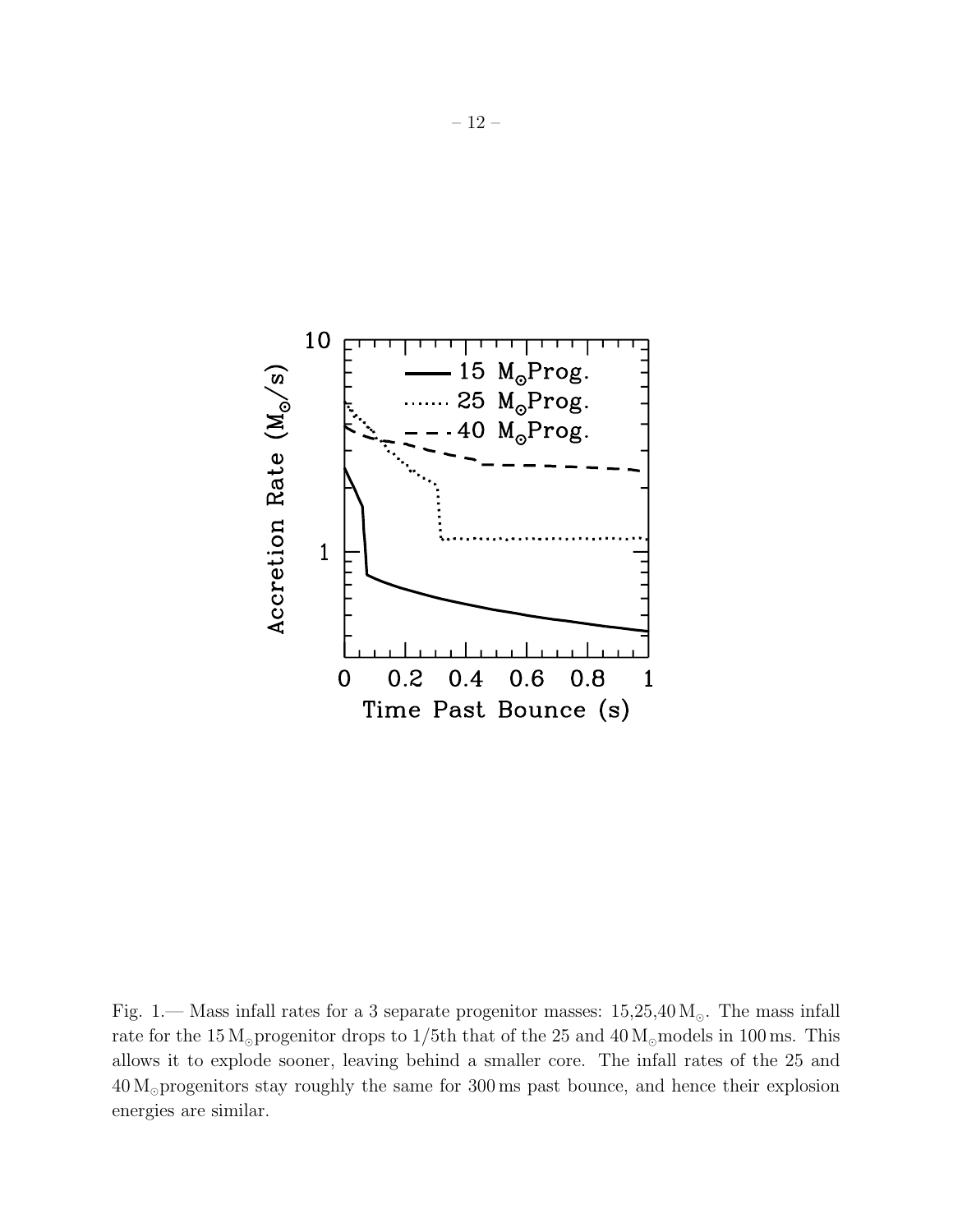Fig. 1.— Mass infall rates for a 3 separate progenitor masses: 15,25,40 $M_{\odot}$. The mass infall rate for the 15 $M_{\odot}$progenitor drops to 1/5th that of the 25 and 40 $M_{\odot}$models in 100 ms. This allows it to explode sooner, leaving behind a smaller core. The infall rates of the 25 and 40 $M_{\odot}$progenitors stay roughly the same for 300 ms past bounce, and hence their explosion energies are similar.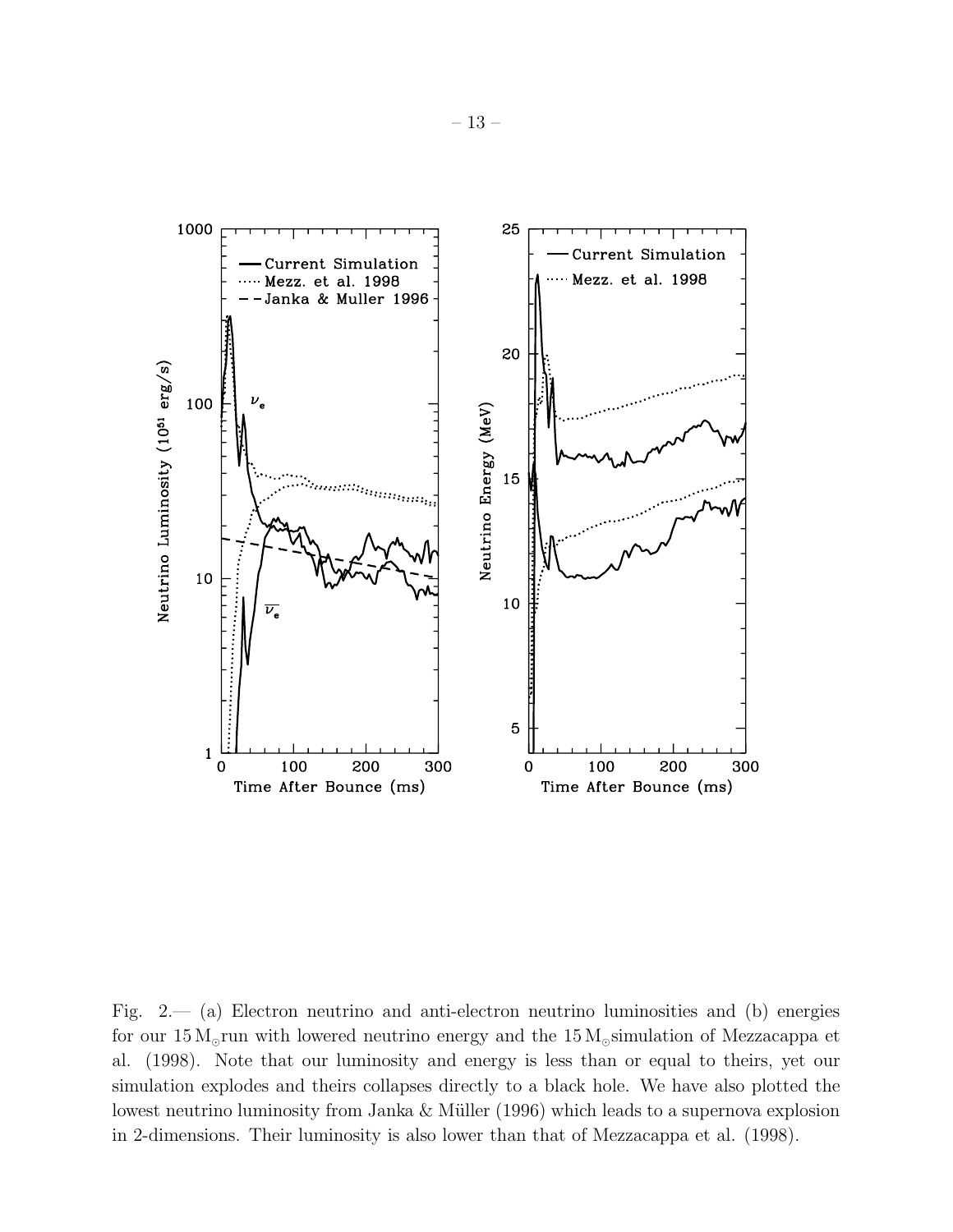Fig. 2.— (a) Electron neutrino and anti-electron neutrino luminosities and (b) energies for our $15\,M_{\odot}$run with lowered neutrino energy and the $15\,M_{\odot}$simulation of Mezzacappa et al. (1998). Note that our luminosity and energy is less than or equal to theirs, yet our simulation explodes and theirs collapses directly to a black hole. We have also plotted the lowest neutrino luminosity from Janka & Müller (1996) which leads to a supernova explosion in 2-dimensions. Their luminosity is also lower than that of Mezzacappa et al. (1998).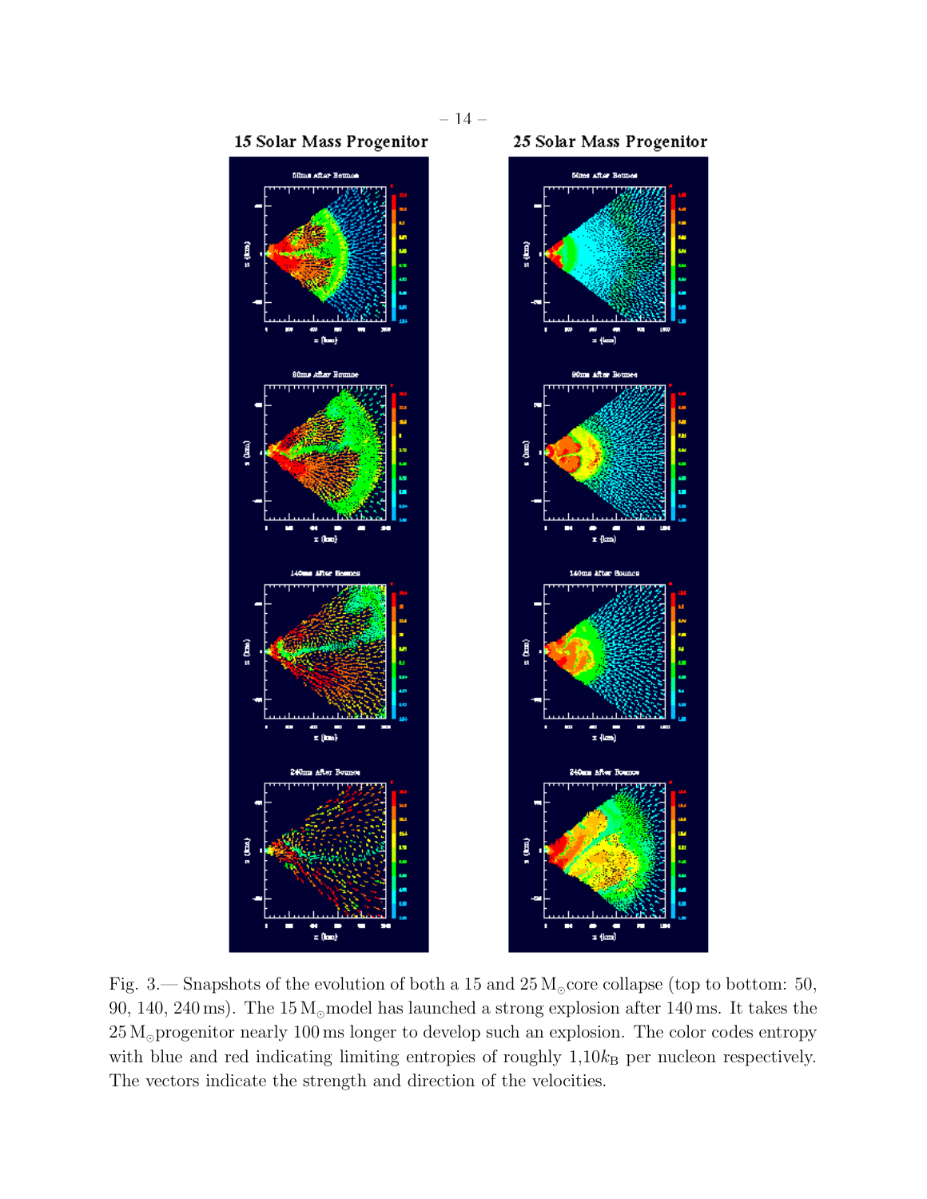**15 Solar Mass Progenitor** **25 Solar Mass Progenitor**

Fig. 3.— Snapshots of the evolution of both a 15 and 25 $M_\odot$ core collapse (top to bottom: 50, 90, 140, 240 ms). The 15 $M_\odot$ model has launched a strong explosion after 140 ms. It takes the 25 $M_\odot$ progenitor nearly 100 ms longer to develop such an explosion. The color codes entropy with blue and red indicating limiting entropies of roughly 1,10$k_\mathrm{B}$ per nucleon respectively. The vectors indicate the strength and direction of the velocities.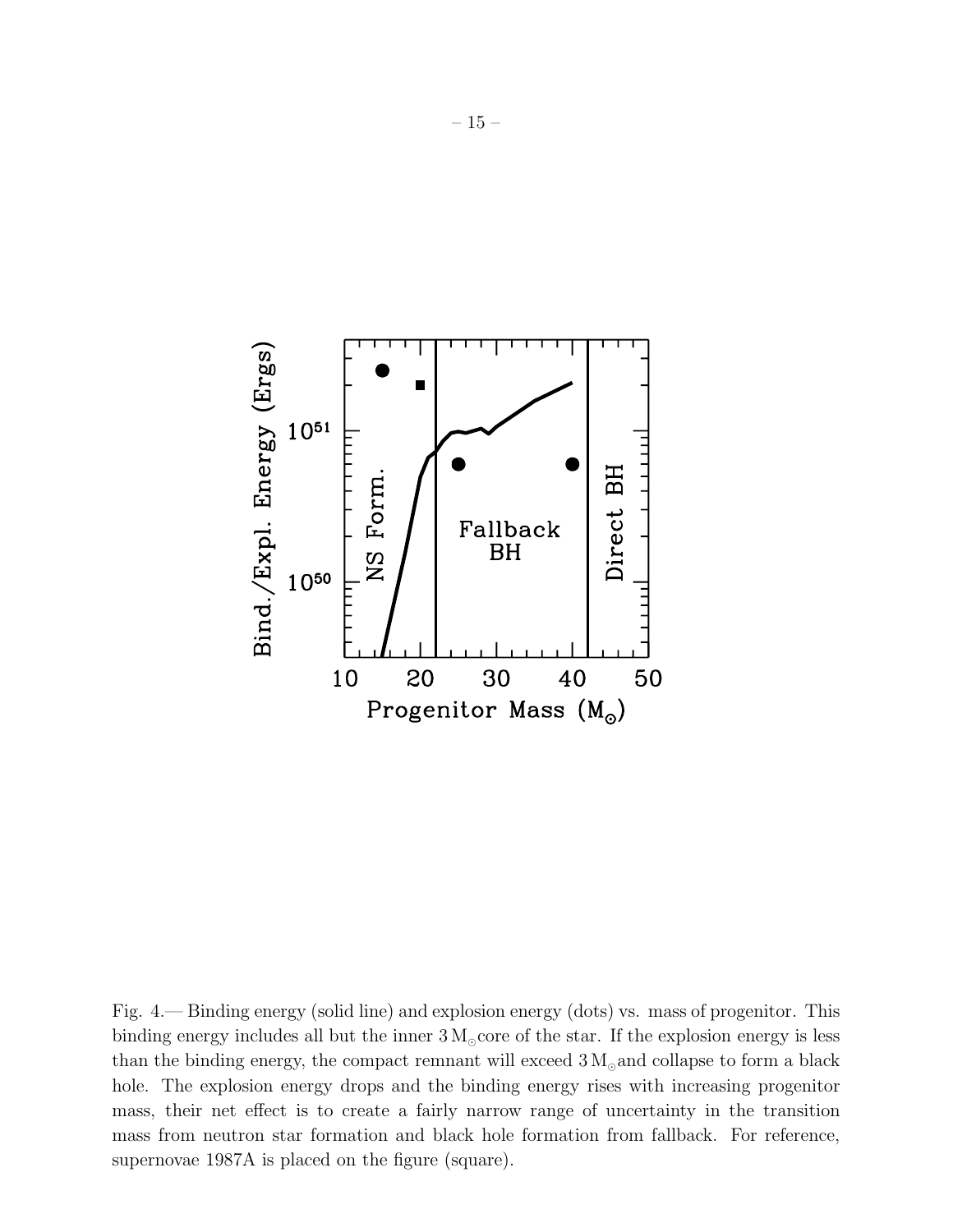Bind./Expl. Energy (Ergs)

$10^{51}$

$10^{50}$

NS Form.

Fallback BH

Direct BH

10 20 30 40 50

Progenitor Mass ($M_{\odot}$)

Fig. 4.— Binding energy (solid line) and explosion energy (dots) vs. mass of progenitor. This binding energy includes all but the inner $3\,M_{\odot}$ core of the star. If the explosion energy is less than the binding energy, the compact remnant will exceed $3\,M_{\odot}$ and collapse to form a black hole. The explosion energy drops and the binding energy rises with increasing progenitor mass, their net effect is to create a fairly narrow range of uncertainty in the transition mass from neutron star formation and black hole formation from fallback. For reference, supernovae 1987A is placed on the figure (square).